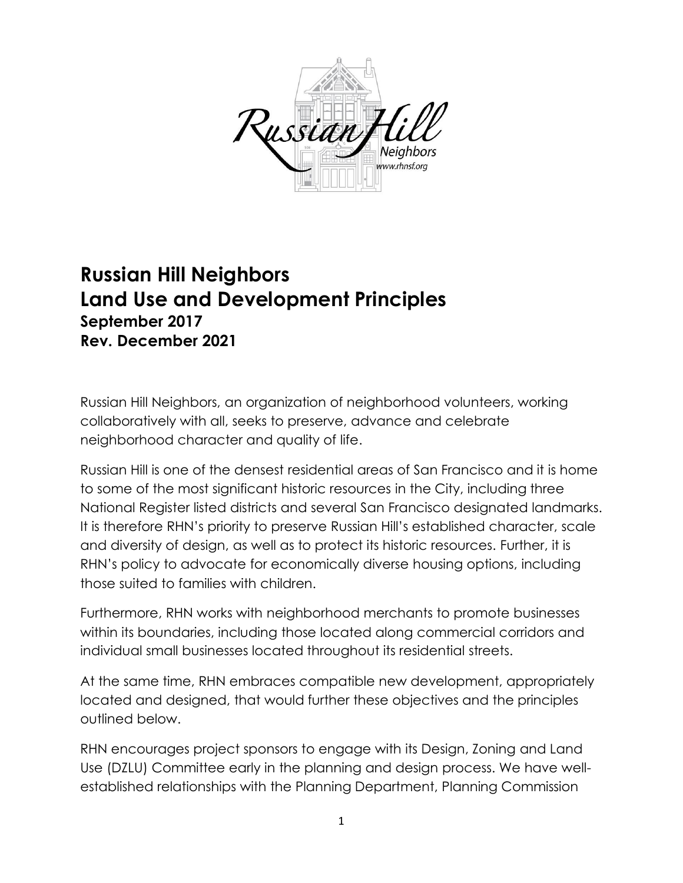# Russian Hill Neighbors
# Land Use and Development Principles
### September 2017
### Rev. December 2021

Russian Hill Neighbors, an organization of neighborhood volunteers, working collaboratively with all, seeks to preserve, advance and celebrate neighborhood character and quality of life.

Russian Hill is one of the densest residential areas of San Francisco and it is home to some of the most significant historic resources in the City, including three National Register listed districts and several San Francisco designated landmarks. It is therefore RHN's priority to preserve Russian Hill's established character, scale and diversity of design, as well as to protect its historic resources. Further, it is RHN's policy to advocate for economically diverse housing options, including those suited to families with children.

Furthermore, RHN works with neighborhood merchants to promote businesses within its boundaries, including those located along commercial corridors and individual small businesses located throughout its residential streets.

At the same time, RHN embraces compatible new development, appropriately located and designed, that would further these objectives and the principles outlined below.

RHN encourages project sponsors to engage with its Design, Zoning and Land Use (DZLU) Committee early in the planning and design process. We have well-established relationships with the Planning Department, Planning Commission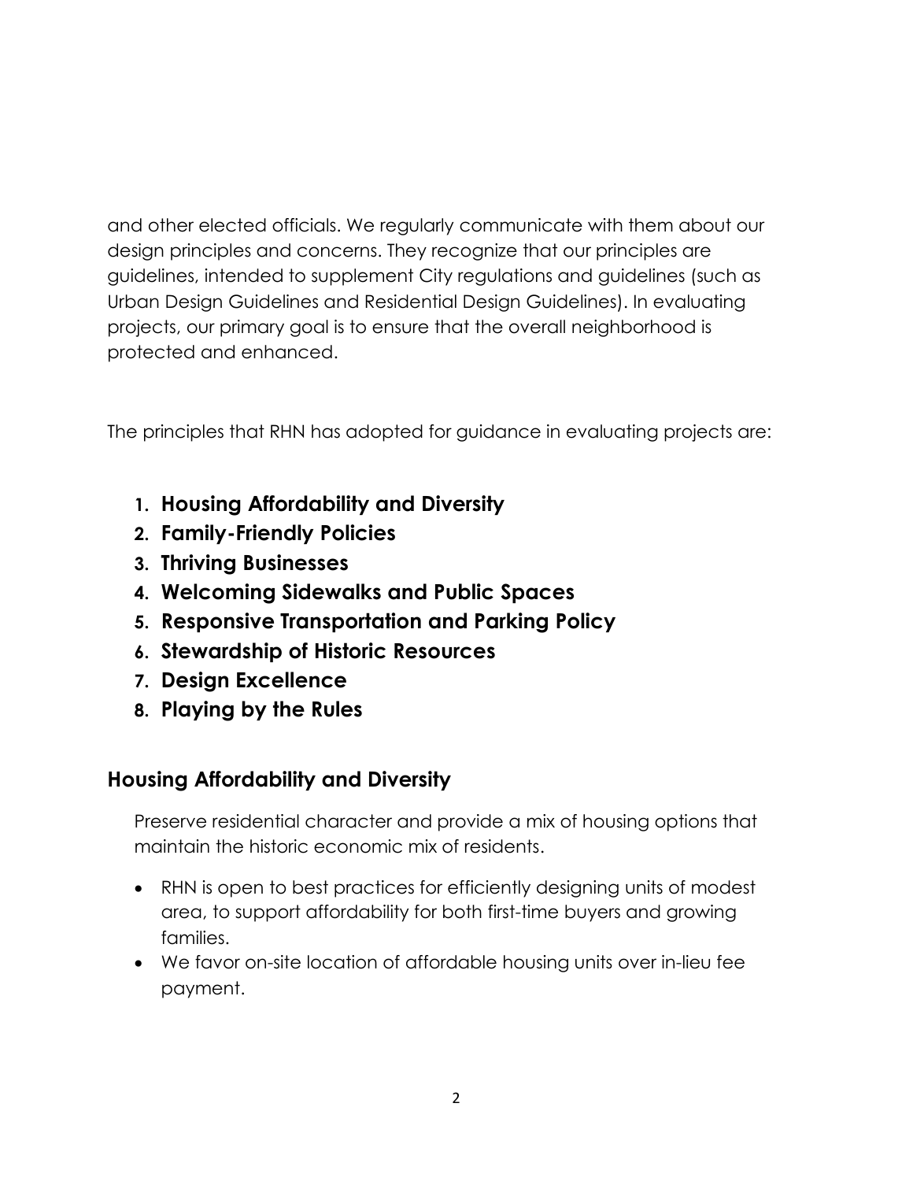and other elected officials. We regularly communicate with them about our design principles and concerns. They recognize that our principles are guidelines, intended to supplement City regulations and guidelines (such as Urban Design Guidelines and Residential Design Guidelines). In evaluating projects, our primary goal is to ensure that the overall neighborhood is protected and enhanced.

The principles that RHN has adopted for guidance in evaluating projects are:

1. **Housing Affordability and Diversity**
2. **Family-Friendly Policies**
3. **Thriving Businesses**
4. **Welcoming Sidewalks and Public Spaces**
5. **Responsive Transportation and Parking Policy**
6. **Stewardship of Historic Resources**
7. **Design Excellence**
8. **Playing by the Rules**

## Housing Affordability and Diversity

Preserve residential character and provide a mix of housing options that maintain the historic economic mix of residents.

- RHN is open to best practices for efficiently designing units of modest area, to support affordability for both first-time buyers and growing families.
- We favor on-site location of affordable housing units over in-lieu fee payment.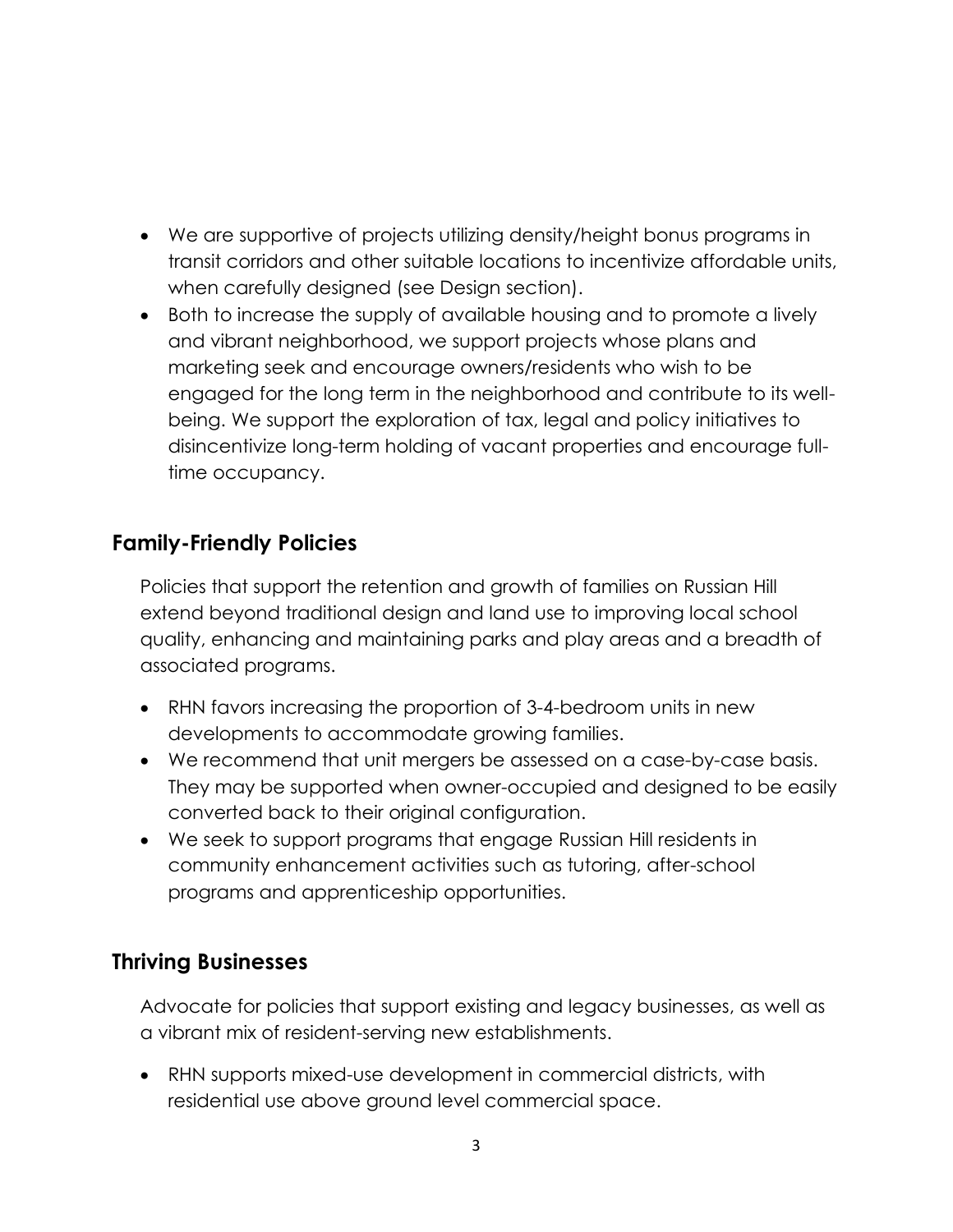- We are supportive of projects utilizing density/height bonus programs in transit corridors and other suitable locations to incentivize affordable units, when carefully designed (see Design section).
- Both to increase the supply of available housing and to promote a lively and vibrant neighborhood, we support projects whose plans and marketing seek and encourage owners/residents who wish to be engaged for the long term in the neighborhood and contribute to its well-being. We support the exploration of tax, legal and policy initiatives to disincentivize long-term holding of vacant properties and encourage full-time occupancy.

## Family-Friendly Policies

Policies that support the retention and growth of families on Russian Hill extend beyond traditional design and land use to improving local school quality, enhancing and maintaining parks and play areas and a breadth of associated programs.

- RHN favors increasing the proportion of 3-4-bedroom units in new developments to accommodate growing families.
- We recommend that unit mergers be assessed on a case-by-case basis. They may be supported when owner-occupied and designed to be easily converted back to their original configuration.
- We seek to support programs that engage Russian Hill residents in community enhancement activities such as tutoring, after-school programs and apprenticeship opportunities.

## Thriving Businesses

Advocate for policies that support existing and legacy businesses, as well as a vibrant mix of resident-serving new establishments.

- RHN supports mixed-use development in commercial districts, with residential use above ground level commercial space.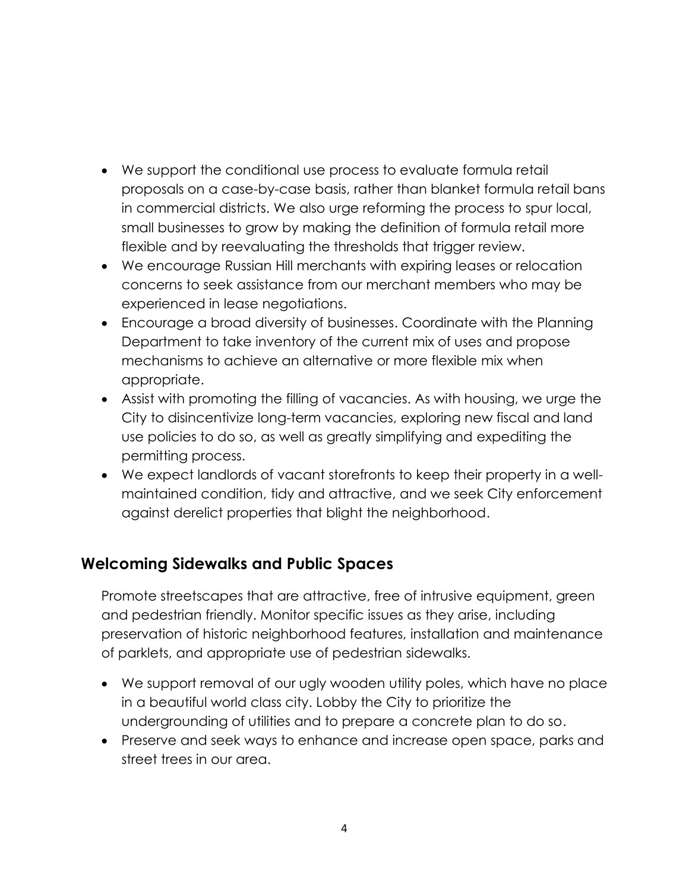- We support the conditional use process to evaluate formula retail proposals on a case-by-case basis, rather than blanket formula retail bans in commercial districts. We also urge reforming the process to spur local, small businesses to grow by making the definition of formula retail more flexible and by reevaluating the thresholds that trigger review.
- We encourage Russian Hill merchants with expiring leases or relocation concerns to seek assistance from our merchant members who may be experienced in lease negotiations.
- Encourage a broad diversity of businesses. Coordinate with the Planning Department to take inventory of the current mix of uses and propose mechanisms to achieve an alternative or more flexible mix when appropriate.
- Assist with promoting the filling of vacancies. As with housing, we urge the City to disincentivize long-term vacancies, exploring new fiscal and land use policies to do so, as well as greatly simplifying and expediting the permitting process.
- We expect landlords of vacant storefronts to keep their property in a well-maintained condition, tidy and attractive, and we seek City enforcement against derelict properties that blight the neighborhood.

## Welcoming Sidewalks and Public Spaces

Promote streetscapes that are attractive, free of intrusive equipment, green and pedestrian friendly. Monitor specific issues as they arise, including preservation of historic neighborhood features, installation and maintenance of parklets, and appropriate use of pedestrian sidewalks.

- We support removal of our ugly wooden utility poles, which have no place in a beautiful world class city. Lobby the City to prioritize the undergrounding of utilities and to prepare a concrete plan to do so.
- Preserve and seek ways to enhance and increase open space, parks and street trees in our area.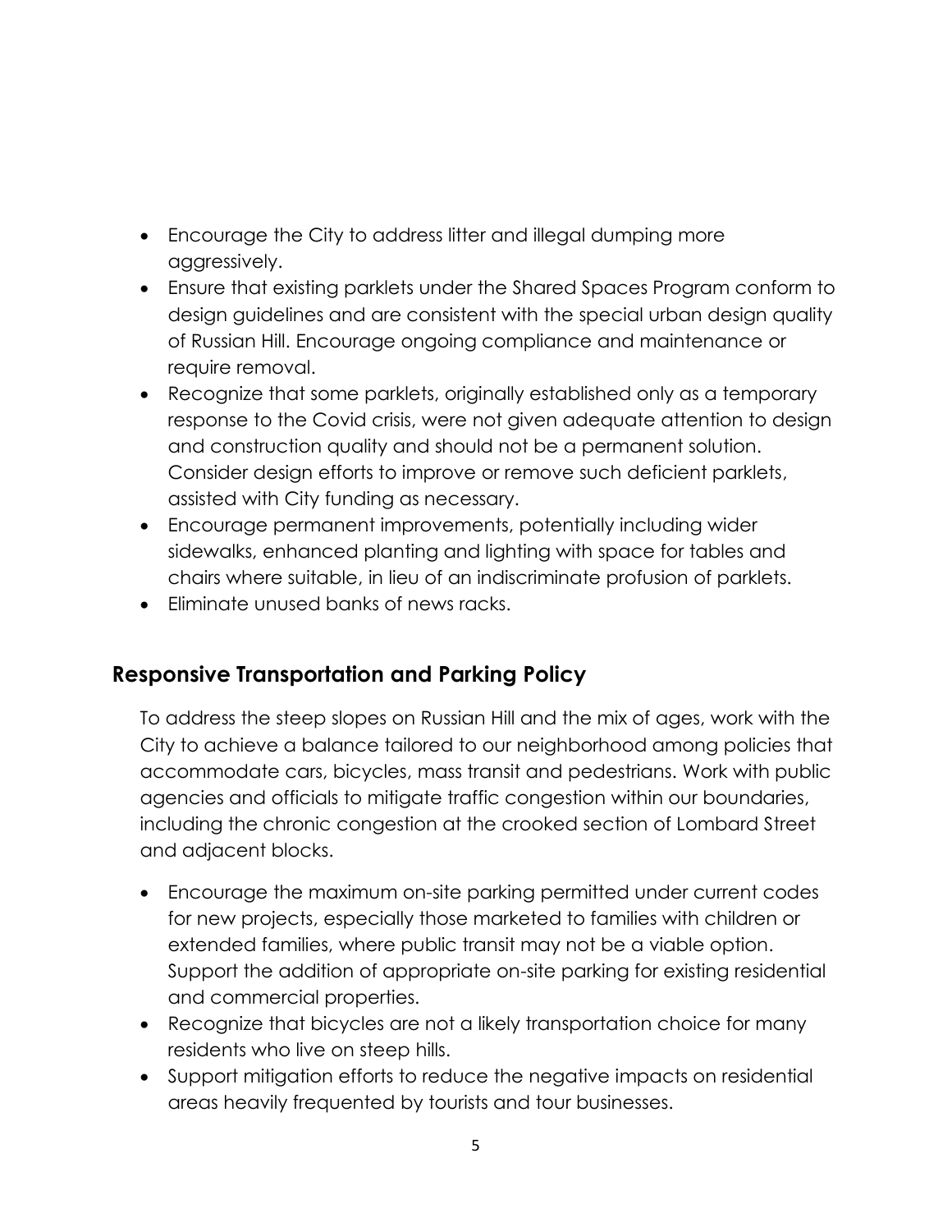- Encourage the City to address litter and illegal dumping more aggressively.
- Ensure that existing parklets under the Shared Spaces Program conform to design guidelines and are consistent with the special urban design quality of Russian Hill. Encourage ongoing compliance and maintenance or require removal.
- Recognize that some parklets, originally established only as a temporary response to the Covid crisis, were not given adequate attention to design and construction quality and should not be a permanent solution. Consider design efforts to improve or remove such deficient parklets, assisted with City funding as necessary.
- Encourage permanent improvements, potentially including wider sidewalks, enhanced planting and lighting with space for tables and chairs where suitable, in lieu of an indiscriminate profusion of parklets.
- Eliminate unused banks of news racks.

## Responsive Transportation and Parking Policy

To address the steep slopes on Russian Hill and the mix of ages, work with the City to achieve a balance tailored to our neighborhood among policies that accommodate cars, bicycles, mass transit and pedestrians. Work with public agencies and officials to mitigate traffic congestion within our boundaries, including the chronic congestion at the crooked section of Lombard Street and adjacent blocks.

- Encourage the maximum on-site parking permitted under current codes for new projects, especially those marketed to families with children or extended families, where public transit may not be a viable option. Support the addition of appropriate on-site parking for existing residential and commercial properties.
- Recognize that bicycles are not a likely transportation choice for many residents who live on steep hills.
- Support mitigation efforts to reduce the negative impacts on residential areas heavily frequented by tourists and tour businesses.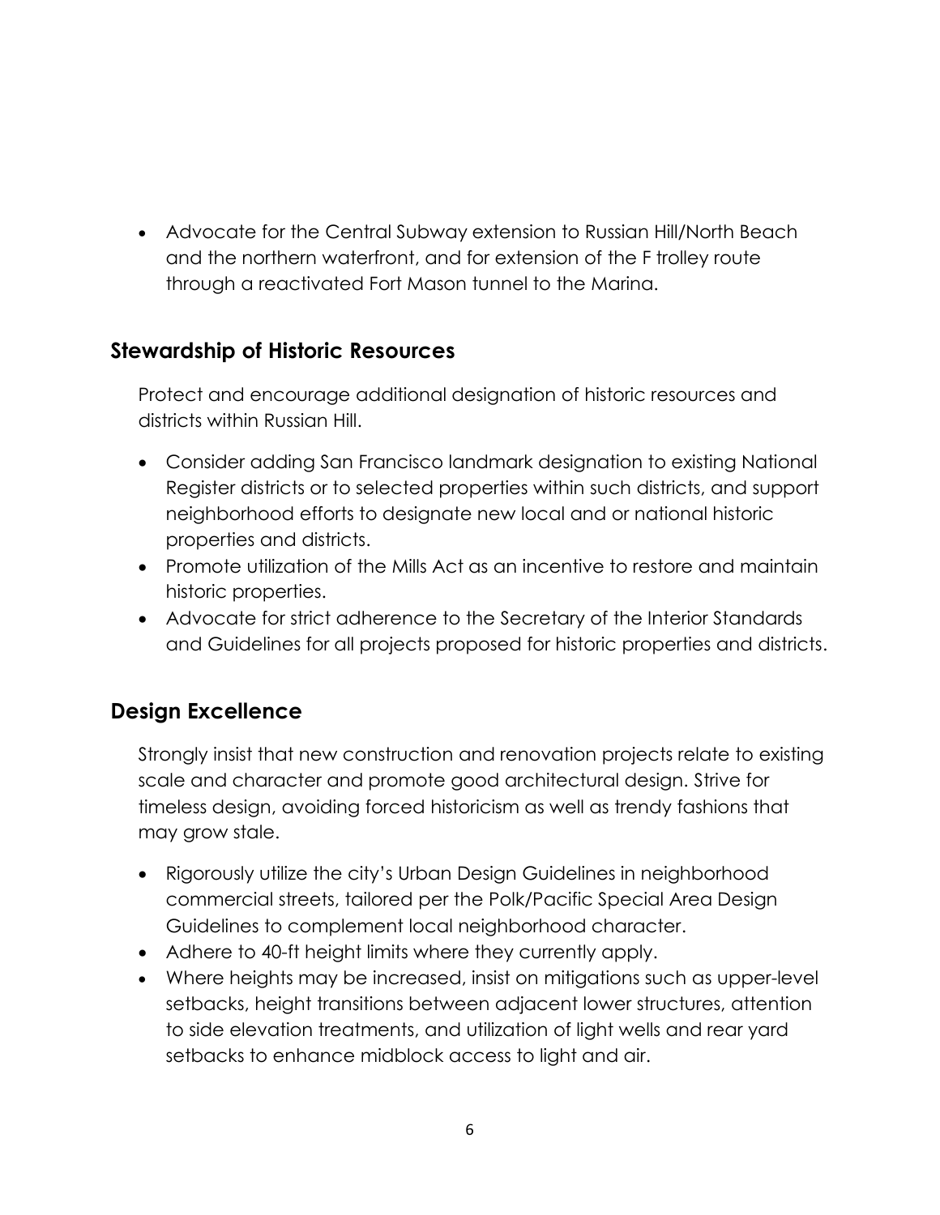- Advocate for the Central Subway extension to Russian Hill/North Beach and the northern waterfront, and for extension of the F trolley route through a reactivated Fort Mason tunnel to the Marina.

## Stewardship of Historic Resources

Protect and encourage additional designation of historic resources and districts within Russian Hill.

- Consider adding San Francisco landmark designation to existing National Register districts or to selected properties within such districts, and support neighborhood efforts to designate new local and or national historic properties and districts.
- Promote utilization of the Mills Act as an incentive to restore and maintain historic properties.
- Advocate for strict adherence to the Secretary of the Interior Standards and Guidelines for all projects proposed for historic properties and districts.

## Design Excellence

Strongly insist that new construction and renovation projects relate to existing scale and character and promote good architectural design. Strive for timeless design, avoiding forced historicism as well as trendy fashions that may grow stale.

- Rigorously utilize the city's Urban Design Guidelines in neighborhood commercial streets, tailored per the Polk/Pacific Special Area Design Guidelines to complement local neighborhood character.
- Adhere to 40-ft height limits where they currently apply.
- Where heights may be increased, insist on mitigations such as upper-level setbacks, height transitions between adjacent lower structures, attention to side elevation treatments, and utilization of light wells and rear yard setbacks to enhance midblock access to light and air.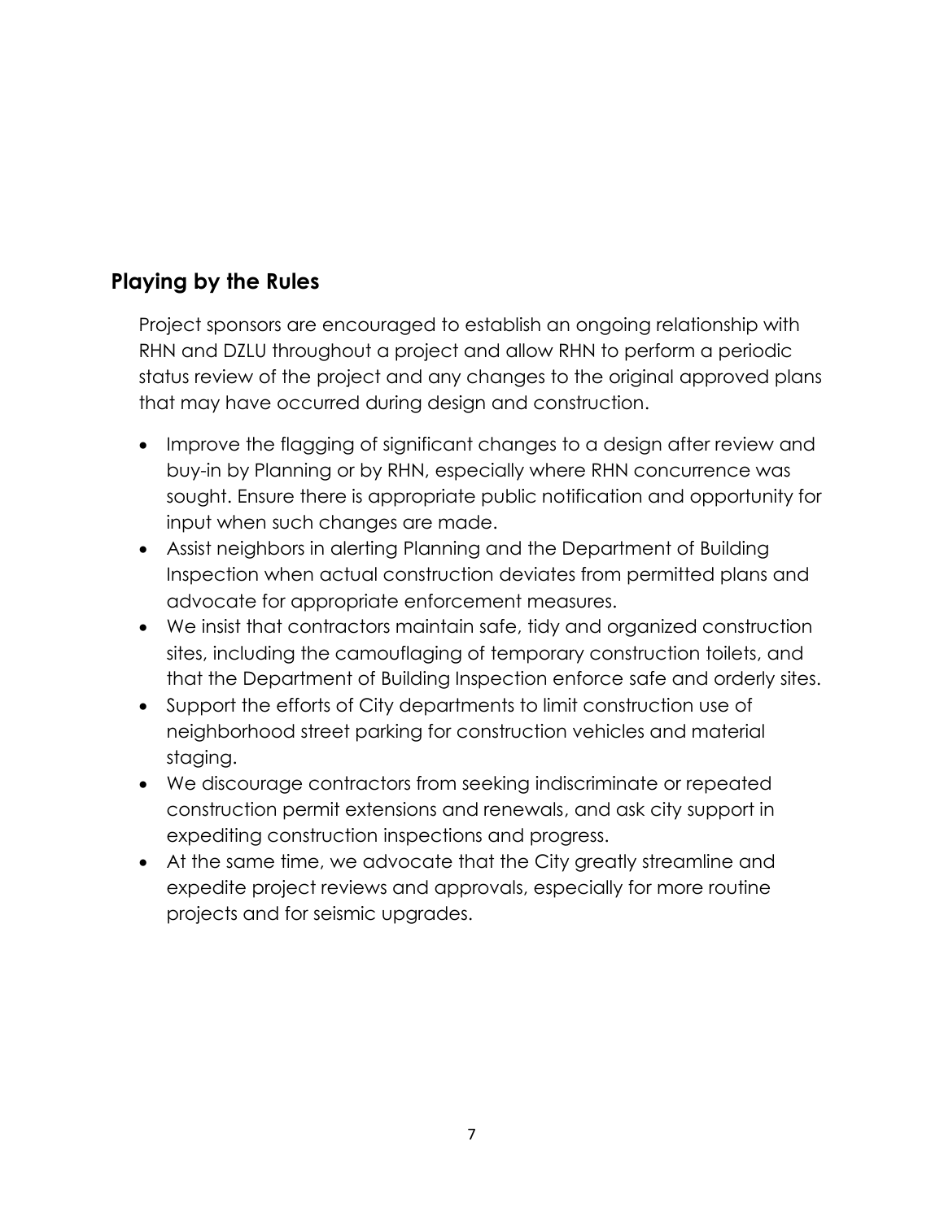## Playing by the Rules

Project sponsors are encouraged to establish an ongoing relationship with RHN and DZLU throughout a project and allow RHN to perform a periodic status review of the project and any changes to the original approved plans that may have occurred during design and construction.

- Improve the flagging of significant changes to a design after review and buy-in by Planning or by RHN, especially where RHN concurrence was sought. Ensure there is appropriate public notification and opportunity for input when such changes are made.
- Assist neighbors in alerting Planning and the Department of Building Inspection when actual construction deviates from permitted plans and advocate for appropriate enforcement measures.
- We insist that contractors maintain safe, tidy and organized construction sites, including the camouflaging of temporary construction toilets, and that the Department of Building Inspection enforce safe and orderly sites.
- Support the efforts of City departments to limit construction use of neighborhood street parking for construction vehicles and material staging.
- We discourage contractors from seeking indiscriminate or repeated construction permit extensions and renewals, and ask city support in expediting construction inspections and progress.
- At the same time, we advocate that the City greatly streamline and expedite project reviews and approvals, especially for more routine projects and for seismic upgrades.